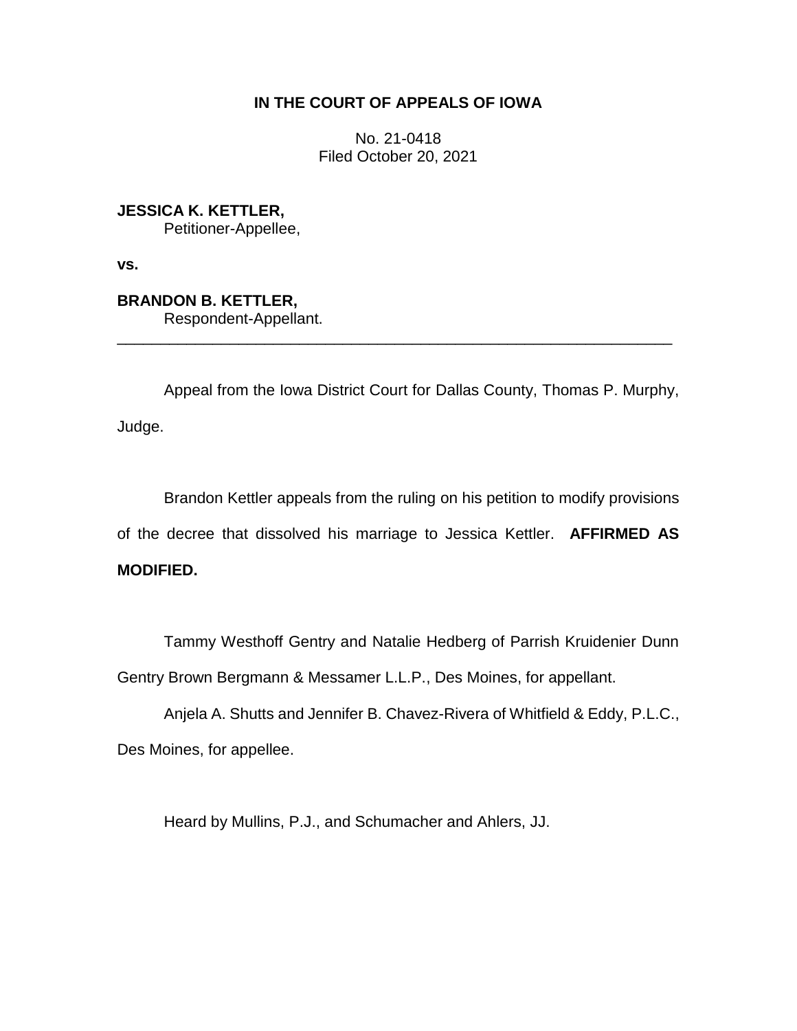**IN THE COURT OF APPEALS OF IOWA**

No. 21-0418
Filed October 20, 2021

**JESSICA K. KETTLER,**
Petitioner-Appellee,

**vs.**

**BRANDON B. KETTLER,**
Respondent-Appellant.

---

Appeal from the Iowa District Court for Dallas County, Thomas P. Murphy, Judge.

Brandon Kettler appeals from the ruling on his petition to modify provisions of the decree that dissolved his marriage to Jessica Kettler. **AFFIRMED AS MODIFIED.**

Tammy Westhoff Gentry and Natalie Hedberg of Parrish Kruidenier Dunn Gentry Brown Bergmann & Messamer L.L.P., Des Moines, for appellant.

Anjela A. Shutts and Jennifer B. Chavez-Rivera of Whitfield & Eddy, P.L.C., Des Moines, for appellee.

Heard by Mullins, P.J., and Schumacher and Ahlers, JJ.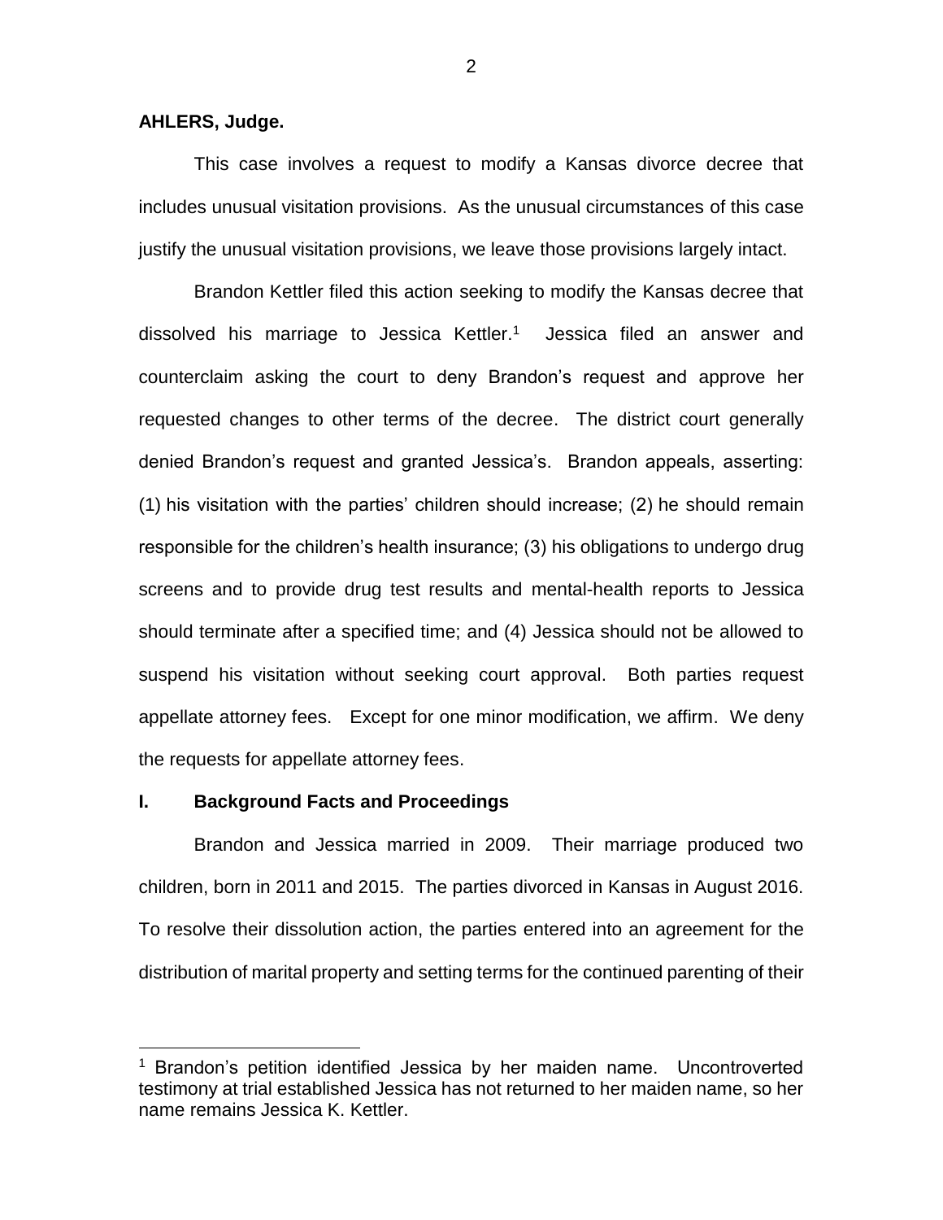**AHLERS, Judge.**

This case involves a request to modify a Kansas divorce decree that includes unusual visitation provisions. As the unusual circumstances of this case justify the unusual visitation provisions, we leave those provisions largely intact.

Brandon Kettler filed this action seeking to modify the Kansas decree that dissolved his marriage to Jessica Kettler.[1] Jessica filed an answer and counterclaim asking the court to deny Brandon's request and approve her requested changes to other terms of the decree. The district court generally denied Brandon's request and granted Jessica's. Brandon appeals, asserting: (1) his visitation with the parties' children should increase; (2) he should remain responsible for the children's health insurance; (3) his obligations to undergo drug screens and to provide drug test results and mental-health reports to Jessica should terminate after a specified time; and (4) Jessica should not be allowed to suspend his visitation without seeking court approval. Both parties request appellate attorney fees. Except for one minor modification, we affirm. We deny the requests for appellate attorney fees.

## I. Background Facts and Proceedings

Brandon and Jessica married in 2009. Their marriage produced two children, born in 2011 and 2015. The parties divorced in Kansas in August 2016. To resolve their dissolution action, the parties entered into an agreement for the distribution of marital property and setting terms for the continued parenting of their

[1] Brandon's petition identified Jessica by her maiden name. Uncontroverted testimony at trial established Jessica has not returned to her maiden name, so her name remains Jessica K. Kettler.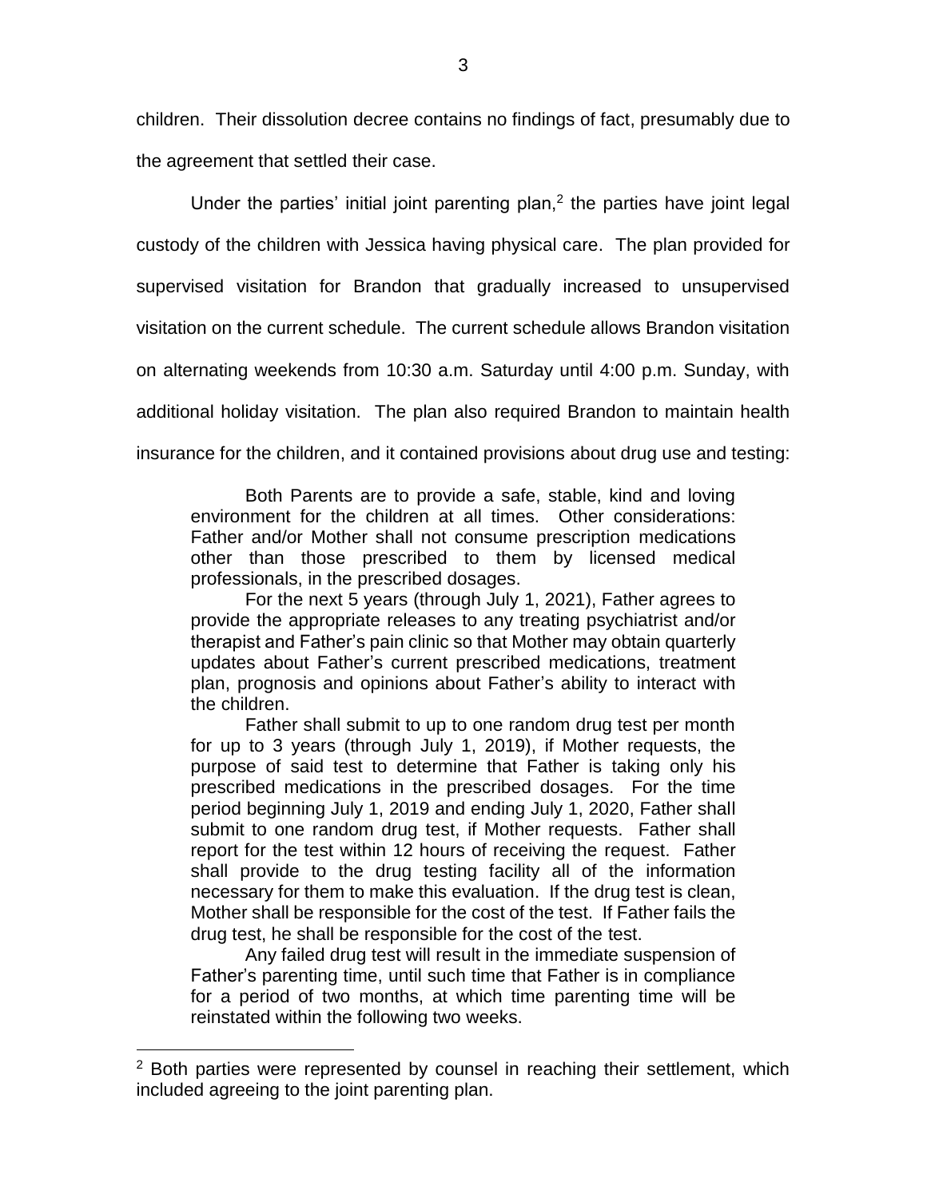children. Their dissolution decree contains no findings of fact, presumably due to the agreement that settled their case.

Under the parties' initial joint parenting plan,[2] the parties have joint legal custody of the children with Jessica having physical care. The plan provided for supervised visitation for Brandon that gradually increased to unsupervised visitation on the current schedule. The current schedule allows Brandon visitation on alternating weekends from 10:30 a.m. Saturday until 4:00 p.m. Sunday, with additional holiday visitation. The plan also required Brandon to maintain health insurance for the children, and it contained provisions about drug use and testing:

> Both Parents are to provide a safe, stable, kind and loving environment for the children at all times. Other considerations: Father and/or Mother shall not consume prescription medications other than those prescribed to them by licensed medical professionals, in the prescribed dosages.
>
> For the next 5 years (through July 1, 2021), Father agrees to provide the appropriate releases to any treating psychiatrist and/or therapist and Father's pain clinic so that Mother may obtain quarterly updates about Father's current prescribed medications, treatment plan, prognosis and opinions about Father's ability to interact with the children.
>
> Father shall submit to up to one random drug test per month for up to 3 years (through July 1, 2019), if Mother requests, the purpose of said test to determine that Father is taking only his prescribed medications in the prescribed dosages. For the time period beginning July 1, 2019 and ending July 1, 2020, Father shall submit to one random drug test, if Mother requests. Father shall report for the test within 12 hours of receiving the request. Father shall provide to the drug testing facility all of the information necessary for them to make this evaluation. If the drug test is clean, Mother shall be responsible for the cost of the test. If Father fails the drug test, he shall be responsible for the cost of the test.
>
> Any failed drug test will result in the immediate suspension of Father's parenting time, until such time that Father is in compliance for a period of two months, at which time parenting time will be reinstated within the following two weeks.

[2] Both parties were represented by counsel in reaching their settlement, which included agreeing to the joint parenting plan.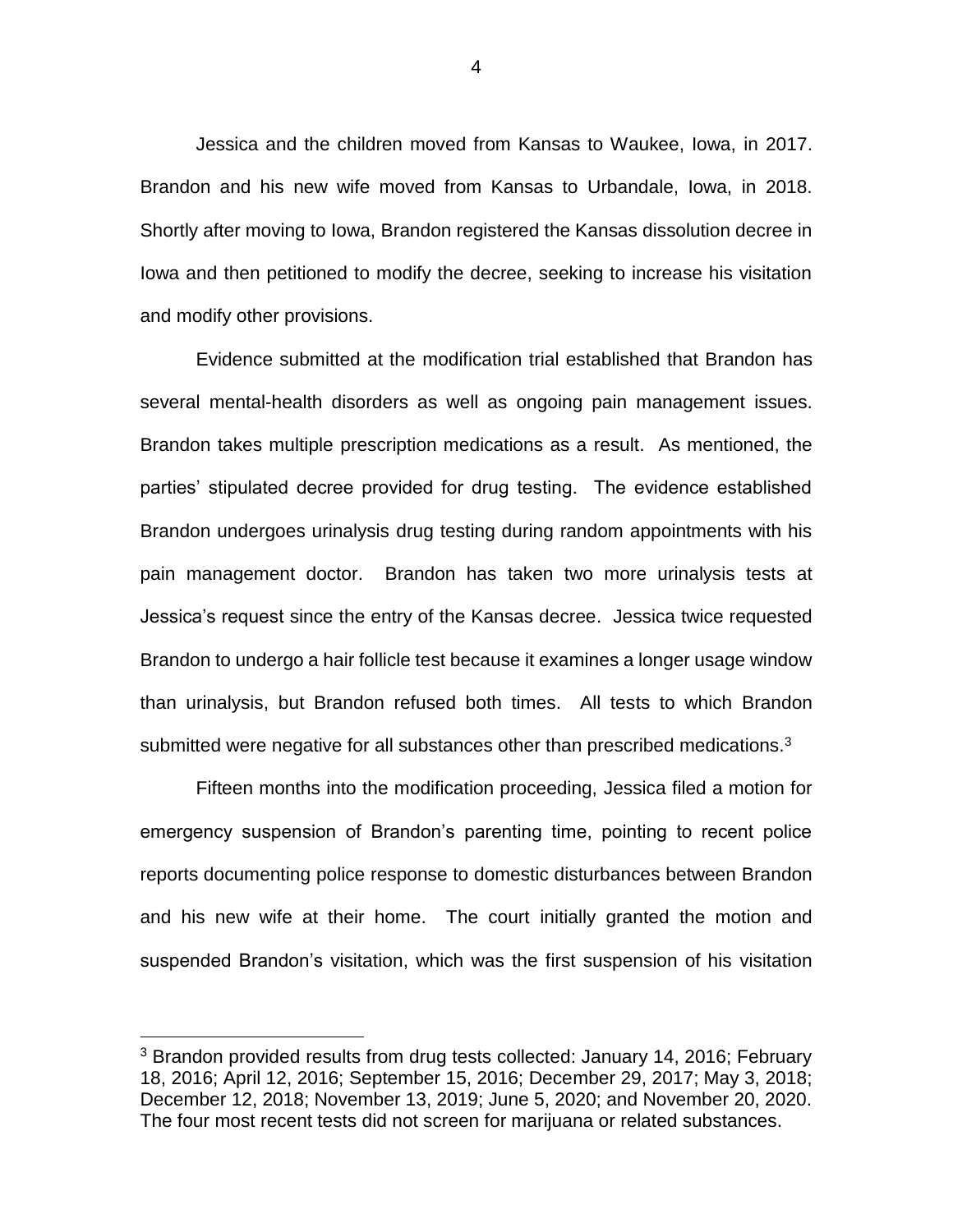Jessica and the children moved from Kansas to Waukee, Iowa, in 2017. Brandon and his new wife moved from Kansas to Urbandale, Iowa, in 2018. Shortly after moving to Iowa, Brandon registered the Kansas dissolution decree in Iowa and then petitioned to modify the decree, seeking to increase his visitation and modify other provisions.

Evidence submitted at the modification trial established that Brandon has several mental-health disorders as well as ongoing pain management issues. Brandon takes multiple prescription medications as a result. As mentioned, the parties' stipulated decree provided for drug testing. The evidence established Brandon undergoes urinalysis drug testing during random appointments with his pain management doctor. Brandon has taken two more urinalysis tests at Jessica's request since the entry of the Kansas decree. Jessica twice requested Brandon to undergo a hair follicle test because it examines a longer usage window than urinalysis, but Brandon refused both times. All tests to which Brandon submitted were negative for all substances other than prescribed medications.[3]

Fifteen months into the modification proceeding, Jessica filed a motion for emergency suspension of Brandon's parenting time, pointing to recent police reports documenting police response to domestic disturbances between Brandon and his new wife at their home. The court initially granted the motion and suspended Brandon's visitation, which was the first suspension of his visitation

[3] Brandon provided results from drug tests collected: January 14, 2016; February 18, 2016; April 12, 2016; September 15, 2016; December 29, 2017; May 3, 2018; December 12, 2018; November 13, 2019; June 5, 2020; and November 20, 2020. The four most recent tests did not screen for marijuana or related substances.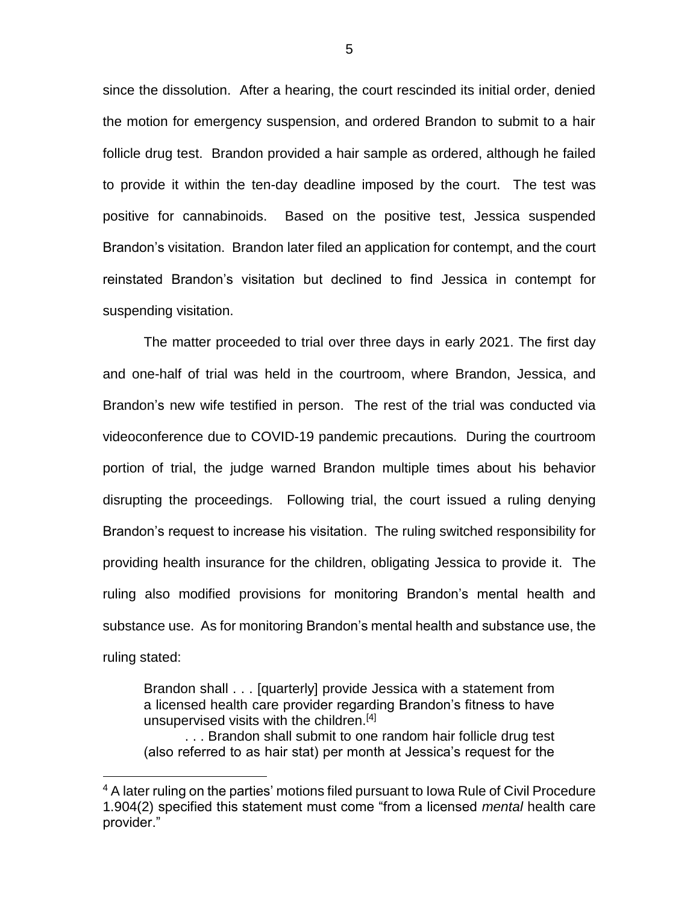since the dissolution. After a hearing, the court rescinded its initial order, denied the motion for emergency suspension, and ordered Brandon to submit to a hair follicle drug test. Brandon provided a hair sample as ordered, although he failed to provide it within the ten-day deadline imposed by the court. The test was positive for cannabinoids. Based on the positive test, Jessica suspended Brandon's visitation. Brandon later filed an application for contempt, and the court reinstated Brandon's visitation but declined to find Jessica in contempt for suspending visitation.

The matter proceeded to trial over three days in early 2021. The first day and one-half of trial was held in the courtroom, where Brandon, Jessica, and Brandon's new wife testified in person. The rest of the trial was conducted via videoconference due to COVID-19 pandemic precautions. During the courtroom portion of trial, the judge warned Brandon multiple times about his behavior disrupting the proceedings. Following trial, the court issued a ruling denying Brandon's request to increase his visitation. The ruling switched responsibility for providing health insurance for the children, obligating Jessica to provide it. The ruling also modified provisions for monitoring Brandon's mental health and substance use. As for monitoring Brandon's mental health and substance use, the ruling stated:

> Brandon shall . . . [quarterly] provide Jessica with a statement from a licensed health care provider regarding Brandon's fitness to have unsupervised visits with the children.[4]
>
> . . . Brandon shall submit to one random hair follicle drug test (also referred to as hair stat) per month at Jessica's request for the

---

[4] A later ruling on the parties' motions filed pursuant to Iowa Rule of Civil Procedure 1.904(2) specified this statement must come "from a licensed *mental* health care provider."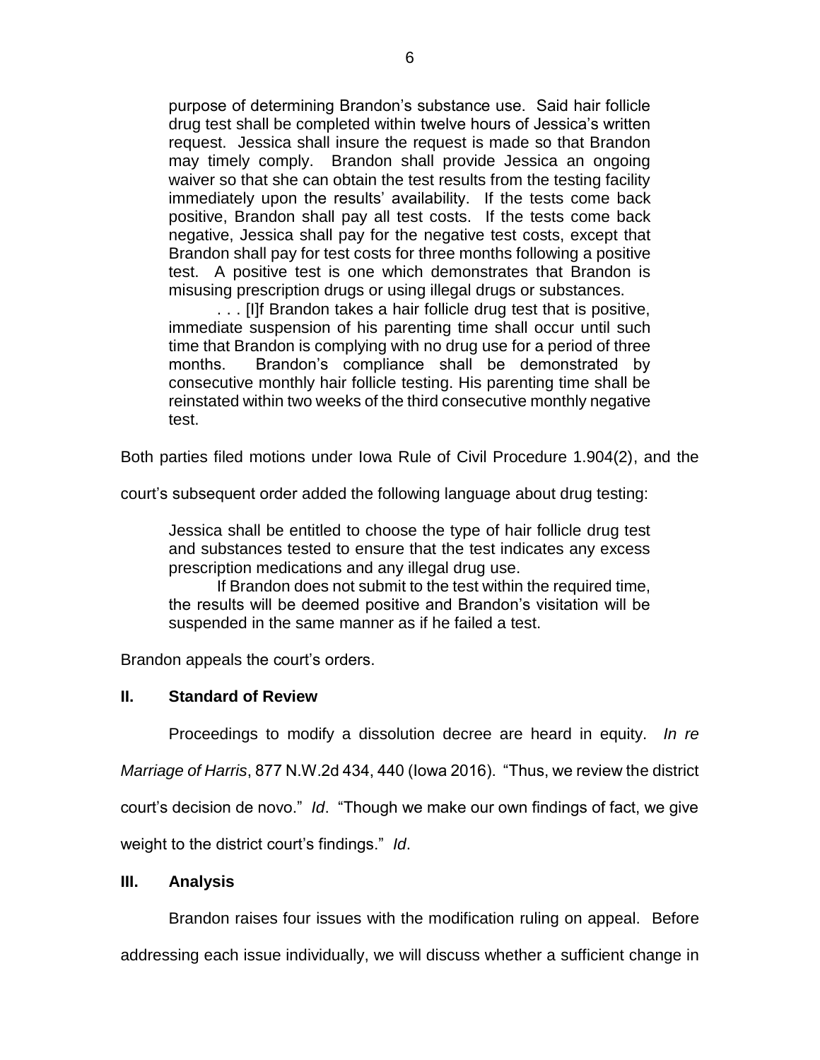> purpose of determining Brandon's substance use. Said hair follicle drug test shall be completed within twelve hours of Jessica's written request. Jessica shall insure the request is made so that Brandon may timely comply. Brandon shall provide Jessica an ongoing waiver so that she can obtain the test results from the testing facility immediately upon the results' availability. If the tests come back positive, Brandon shall pay all test costs. If the tests come back negative, Jessica shall pay for the negative test costs, except that Brandon shall pay for test costs for three months following a positive test. A positive test is one which demonstrates that Brandon is misusing prescription drugs or using illegal drugs or substances.
>
> . . . [I]f Brandon takes a hair follicle drug test that is positive, immediate suspension of his parenting time shall occur until such time that Brandon is complying with no drug use for a period of three months. Brandon's compliance shall be demonstrated by consecutive monthly hair follicle testing. His parenting time shall be reinstated within two weeks of the third consecutive monthly negative test.

Both parties filed motions under Iowa Rule of Civil Procedure 1.904(2), and the court's subsequent order added the following language about drug testing:

> Jessica shall be entitled to choose the type of hair follicle drug test and substances tested to ensure that the test indicates any excess prescription medications and any illegal drug use.
>
> If Brandon does not submit to the test within the required time, the results will be deemed positive and Brandon's visitation will be suspended in the same manner as if he failed a test.

Brandon appeals the court's orders.

## II. Standard of Review

Proceedings to modify a dissolution decree are heard in equity. *In re Marriage of Harris*, 877 N.W.2d 434, 440 (Iowa 2016). "Thus, we review the district court's decision de novo." *Id*. "Though we make our own findings of fact, we give weight to the district court's findings." *Id*.

## III. Analysis

Brandon raises four issues with the modification ruling on appeal. Before addressing each issue individually, we will discuss whether a sufficient change in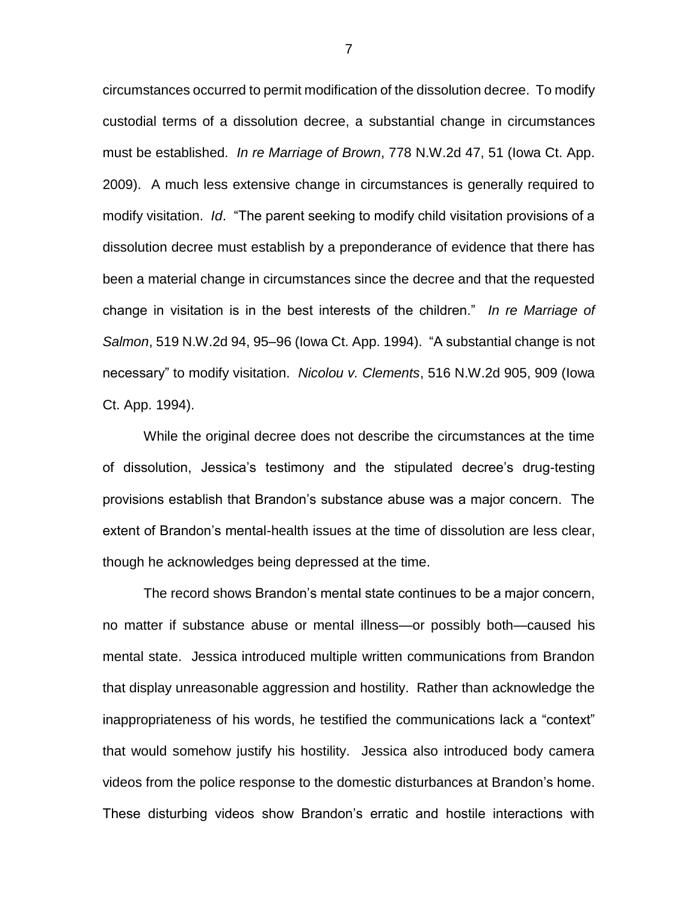circumstances occurred to permit modification of the dissolution decree. To modify custodial terms of a dissolution decree, a substantial change in circumstances must be established. *In re Marriage of Brown*, 778 N.W.2d 47, 51 (Iowa Ct. App. 2009). A much less extensive change in circumstances is generally required to modify visitation. *Id*. "The parent seeking to modify child visitation provisions of a dissolution decree must establish by a preponderance of evidence that there has been a material change in circumstances since the decree and that the requested change in visitation is in the best interests of the children." *In re Marriage of Salmon*, 519 N.W.2d 94, 95–96 (Iowa Ct. App. 1994). "A substantial change is not necessary" to modify visitation. *Nicolou v. Clements*, 516 N.W.2d 905, 909 (Iowa Ct. App. 1994).

While the original decree does not describe the circumstances at the time of dissolution, Jessica's testimony and the stipulated decree's drug-testing provisions establish that Brandon's substance abuse was a major concern. The extent of Brandon's mental-health issues at the time of dissolution are less clear, though he acknowledges being depressed at the time.

The record shows Brandon's mental state continues to be a major concern, no matter if substance abuse or mental illness—or possibly both—caused his mental state. Jessica introduced multiple written communications from Brandon that display unreasonable aggression and hostility. Rather than acknowledge the inappropriateness of his words, he testified the communications lack a "context" that would somehow justify his hostility. Jessica also introduced body camera videos from the police response to the domestic disturbances at Brandon's home. These disturbing videos show Brandon's erratic and hostile interactions with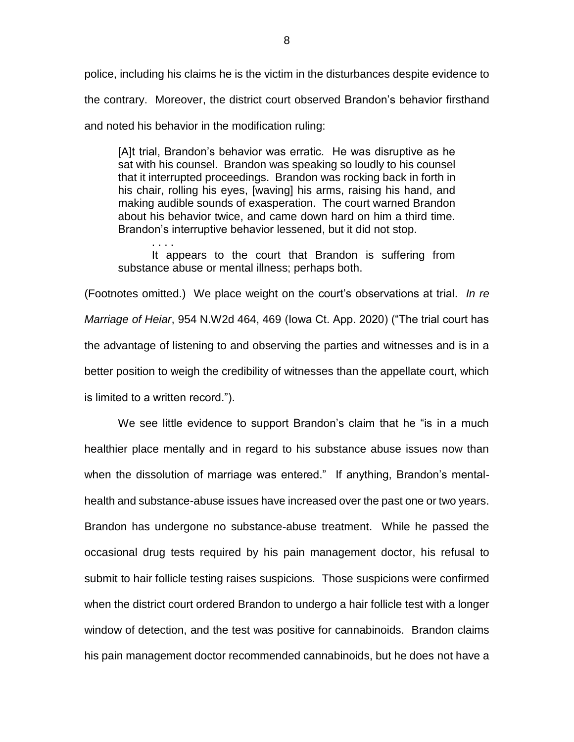police, including his claims he is the victim in the disturbances despite evidence to the contrary. Moreover, the district court observed Brandon's behavior firsthand and noted his behavior in the modification ruling:

> [A]t trial, Brandon's behavior was erratic. He was disruptive as he sat with his counsel. Brandon was speaking so loudly to his counsel that it interrupted proceedings. Brandon was rocking back in forth in his chair, rolling his eyes, [waving] his arms, raising his hand, and making audible sounds of exasperation. The court warned Brandon about his behavior twice, and came down hard on him a third time. Brandon's interruptive behavior lessened, but it did not stop.
>
> . . . .
>
> It appears to the court that Brandon is suffering from substance abuse or mental illness; perhaps both.

(Footnotes omitted.) We place weight on the court's observations at trial. *In re Marriage of Heiar*, 954 N.W2d 464, 469 (Iowa Ct. App. 2020) ("The trial court has the advantage of listening to and observing the parties and witnesses and is in a better position to weigh the credibility of witnesses than the appellate court, which is limited to a written record.").

We see little evidence to support Brandon's claim that he "is in a much healthier place mentally and in regard to his substance abuse issues now than when the dissolution of marriage was entered." If anything, Brandon's mental-health and substance-abuse issues have increased over the past one or two years. Brandon has undergone no substance-abuse treatment. While he passed the occasional drug tests required by his pain management doctor, his refusal to submit to hair follicle testing raises suspicions. Those suspicions were confirmed when the district court ordered Brandon to undergo a hair follicle test with a longer window of detection, and the test was positive for cannabinoids. Brandon claims his pain management doctor recommended cannabinoids, but he does not have a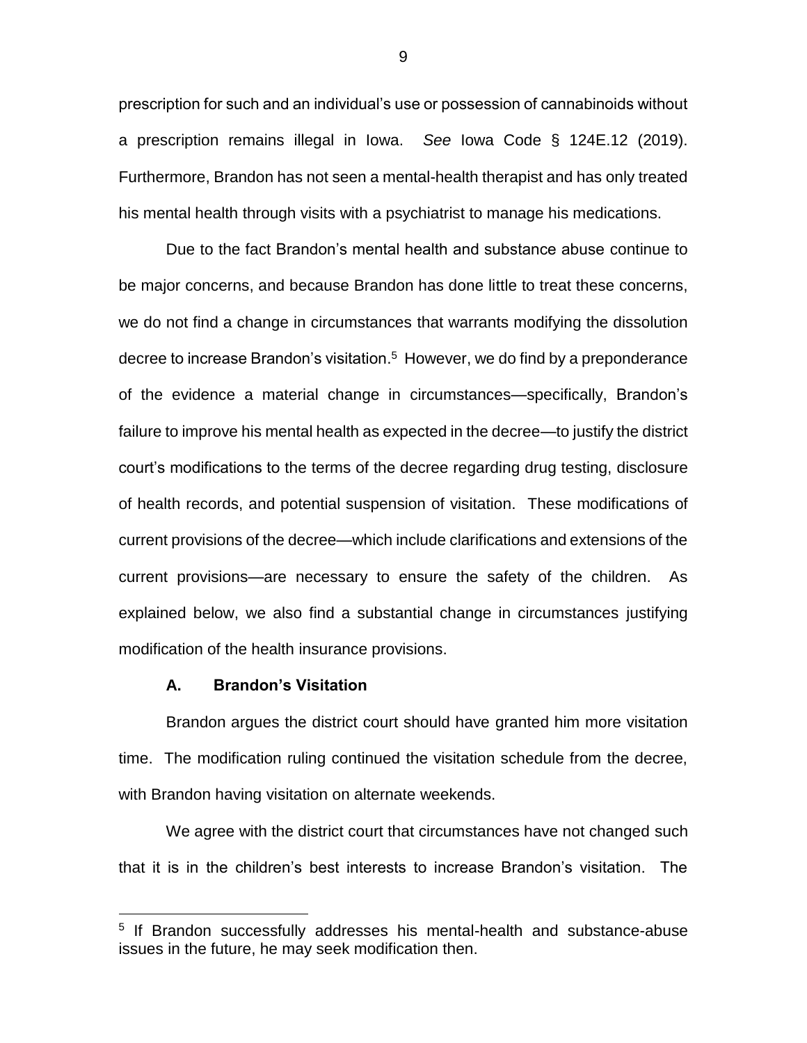prescription for such and an individual's use or possession of cannabinoids without a prescription remains illegal in Iowa. *See* Iowa Code § 124E.12 (2019). Furthermore, Brandon has not seen a mental-health therapist and has only treated his mental health through visits with a psychiatrist to manage his medications.

Due to the fact Brandon's mental health and substance abuse continue to be major concerns, and because Brandon has done little to treat these concerns, we do not find a change in circumstances that warrants modifying the dissolution decree to increase Brandon's visitation.[5] However, we do find by a preponderance of the evidence a material change in circumstances—specifically, Brandon's failure to improve his mental health as expected in the decree—to justify the district court's modifications to the terms of the decree regarding drug testing, disclosure of health records, and potential suspension of visitation. These modifications of current provisions of the decree—which include clarifications and extensions of the current provisions—are necessary to ensure the safety of the children. As explained below, we also find a substantial change in circumstances justifying modification of the health insurance provisions.

### A. Brandon's Visitation

Brandon argues the district court should have granted him more visitation time. The modification ruling continued the visitation schedule from the decree, with Brandon having visitation on alternate weekends.

We agree with the district court that circumstances have not changed such that it is in the children's best interests to increase Brandon's visitation. The

[5] If Brandon successfully addresses his mental-health and substance-abuse issues in the future, he may seek modification then.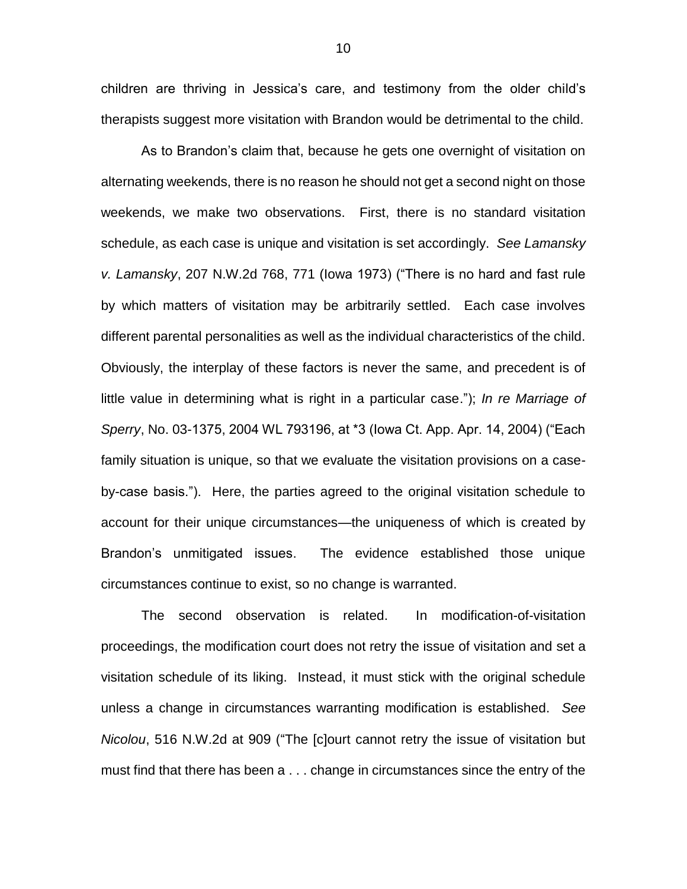children are thriving in Jessica's care, and testimony from the older child's therapists suggest more visitation with Brandon would be detrimental to the child.

As to Brandon's claim that, because he gets one overnight of visitation on alternating weekends, there is no reason he should not get a second night on those weekends, we make two observations. First, there is no standard visitation schedule, as each case is unique and visitation is set accordingly. *See Lamansky v. Lamansky*, 207 N.W.2d 768, 771 (Iowa 1973) ("There is no hard and fast rule by which matters of visitation may be arbitrarily settled. Each case involves different parental personalities as well as the individual characteristics of the child. Obviously, the interplay of these factors is never the same, and precedent is of little value in determining what is right in a particular case."); *In re Marriage of Sperry*, No. 03-1375, 2004 WL 793196, at *3 (Iowa Ct. App. Apr. 14, 2004) ("Each family situation is unique, so that we evaluate the visitation provisions on a case-by-case basis."). Here, the parties agreed to the original visitation schedule to account for their unique circumstances—the uniqueness of which is created by Brandon's unmitigated issues. The evidence established those unique circumstances continue to exist, so no change is warranted.

The second observation is related. In modification-of-visitation proceedings, the modification court does not retry the issue of visitation and set a visitation schedule of its liking. Instead, it must stick with the original schedule unless a change in circumstances warranting modification is established. *See Nicolou*, 516 N.W.2d at 909 ("The [c]ourt cannot retry the issue of visitation but must find that there has been a . . . change in circumstances since the entry of the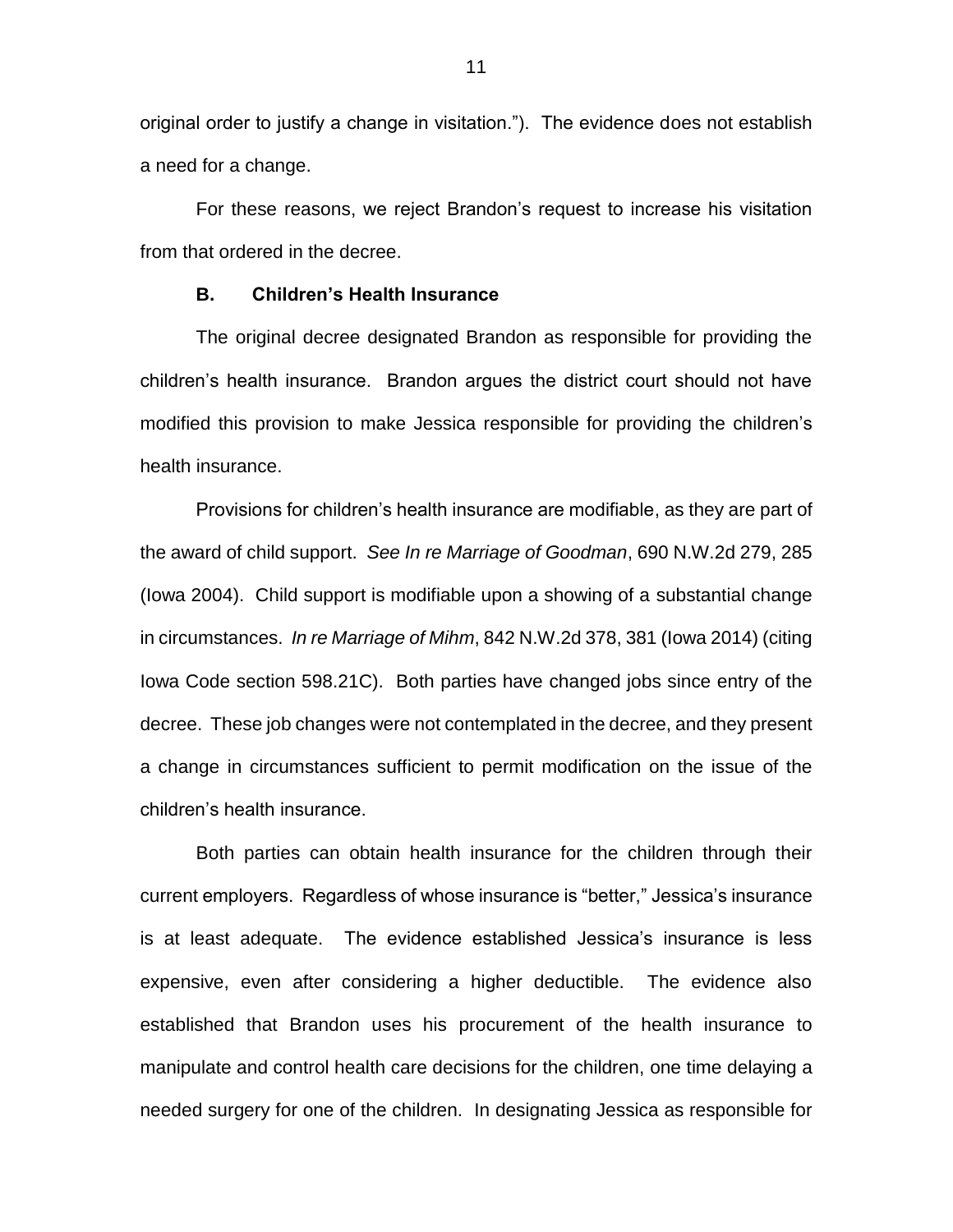original order to justify a change in visitation."). The evidence does not establish a need for a change.

For these reasons, we reject Brandon's request to increase his visitation from that ordered in the decree.

### B. Children's Health Insurance

The original decree designated Brandon as responsible for providing the children's health insurance. Brandon argues the district court should not have modified this provision to make Jessica responsible for providing the children's health insurance.

Provisions for children's health insurance are modifiable, as they are part of the award of child support. *See In re Marriage of Goodman*, 690 N.W.2d 279, 285 (Iowa 2004). Child support is modifiable upon a showing of a substantial change in circumstances. *In re Marriage of Mihm*, 842 N.W.2d 378, 381 (Iowa 2014) (citing Iowa Code section 598.21C). Both parties have changed jobs since entry of the decree. These job changes were not contemplated in the decree, and they present a change in circumstances sufficient to permit modification on the issue of the children's health insurance.

Both parties can obtain health insurance for the children through their current employers. Regardless of whose insurance is "better," Jessica's insurance is at least adequate. The evidence established Jessica's insurance is less expensive, even after considering a higher deductible. The evidence also established that Brandon uses his procurement of the health insurance to manipulate and control health care decisions for the children, one time delaying a needed surgery for one of the children. In designating Jessica as responsible for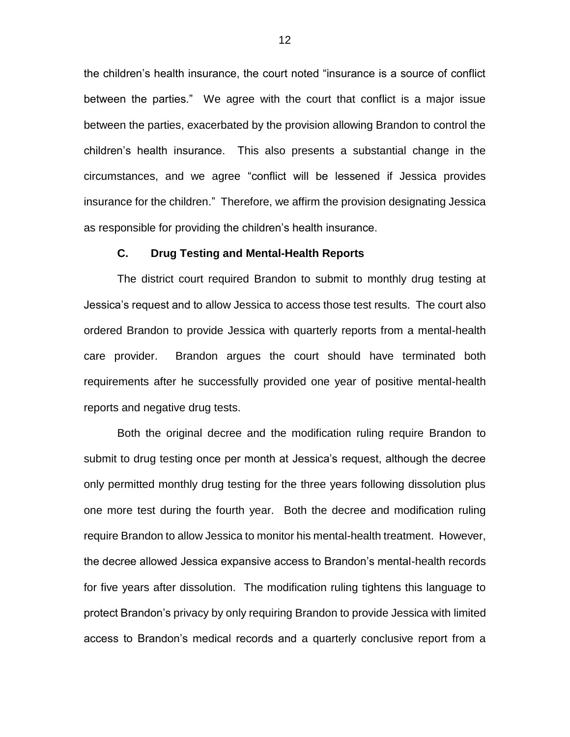the children's health insurance, the court noted "insurance is a source of conflict between the parties." We agree with the court that conflict is a major issue between the parties, exacerbated by the provision allowing Brandon to control the children's health insurance. This also presents a substantial change in the circumstances, and we agree "conflict will be lessened if Jessica provides insurance for the children." Therefore, we affirm the provision designating Jessica as responsible for providing the children's health insurance.

### C. Drug Testing and Mental-Health Reports

The district court required Brandon to submit to monthly drug testing at Jessica's request and to allow Jessica to access those test results. The court also ordered Brandon to provide Jessica with quarterly reports from a mental-health care provider. Brandon argues the court should have terminated both requirements after he successfully provided one year of positive mental-health reports and negative drug tests.

Both the original decree and the modification ruling require Brandon to submit to drug testing once per month at Jessica's request, although the decree only permitted monthly drug testing for the three years following dissolution plus one more test during the fourth year. Both the decree and modification ruling require Brandon to allow Jessica to monitor his mental-health treatment. However, the decree allowed Jessica expansive access to Brandon's mental-health records for five years after dissolution. The modification ruling tightens this language to protect Brandon's privacy by only requiring Brandon to provide Jessica with limited access to Brandon's medical records and a quarterly conclusive report from a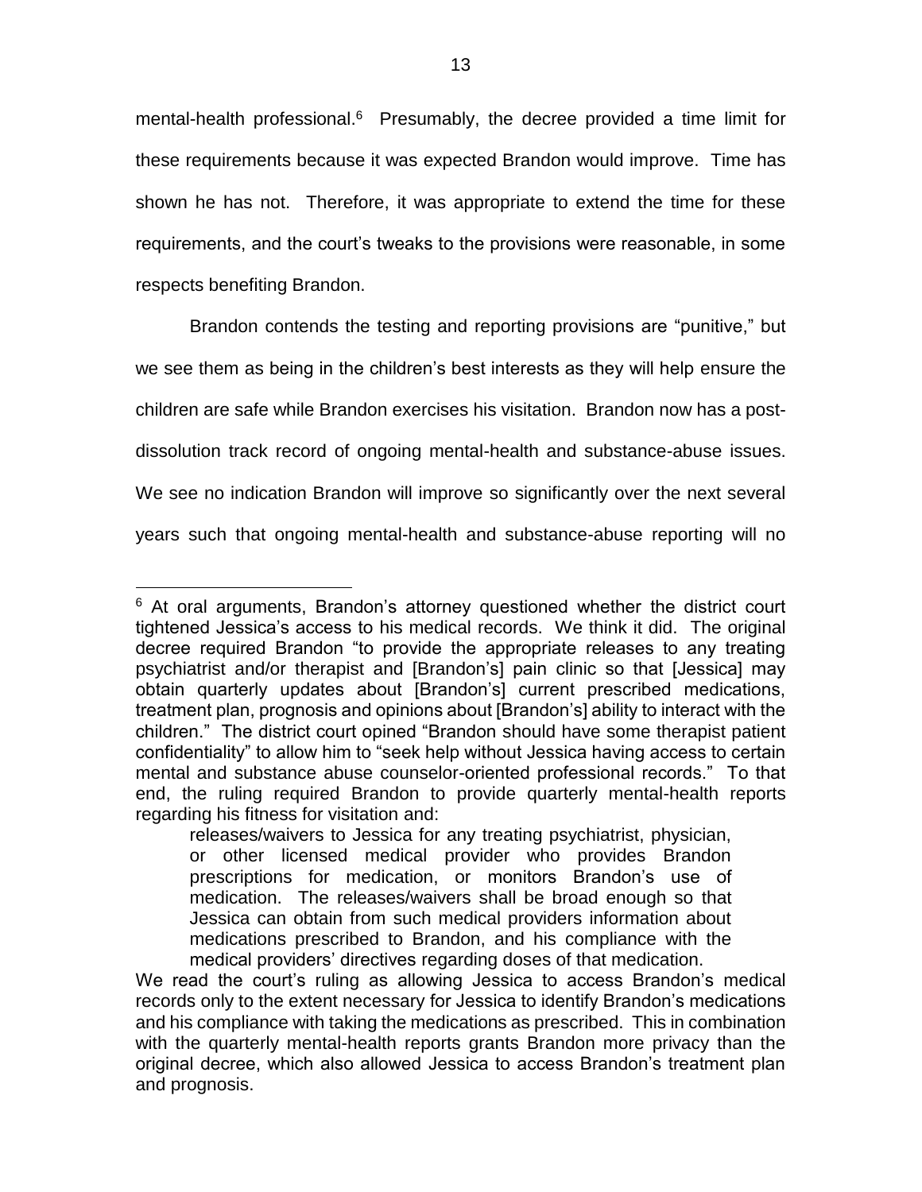mental-health professional.[6] Presumably, the decree provided a time limit for these requirements because it was expected Brandon would improve. Time has shown he has not. Therefore, it was appropriate to extend the time for these requirements, and the court's tweaks to the provisions were reasonable, in some respects benefiting Brandon.

Brandon contends the testing and reporting provisions are "punitive," but we see them as being in the children's best interests as they will help ensure the children are safe while Brandon exercises his visitation. Brandon now has a post-dissolution track record of ongoing mental-health and substance-abuse issues. We see no indication Brandon will improve so significantly over the next several years such that ongoing mental-health and substance-abuse reporting will no

---

[6] At oral arguments, Brandon's attorney questioned whether the district court tightened Jessica's access to his medical records. We think it did. The original decree required Brandon "to provide the appropriate releases to any treating psychiatrist and/or therapist and [Brandon's] pain clinic so that [Jessica] may obtain quarterly updates about [Brandon's] current prescribed medications, treatment plan, prognosis and opinions about [Brandon's] ability to interact with the children." The district court opined "Brandon should have some therapist patient confidentiality" to allow him to "seek help without Jessica having access to certain mental and substance abuse counselor-oriented professional records." To that end, the ruling required Brandon to provide quarterly mental-health reports regarding his fitness for visitation and:

> releases/waivers to Jessica for any treating psychiatrist, physician, or other licensed medical provider who provides Brandon prescriptions for medication, or monitors Brandon's use of medication. The releases/waivers shall be broad enough so that Jessica can obtain from such medical providers information about medications prescribed to Brandon, and his compliance with the medical providers' directives regarding doses of that medication.

We read the court's ruling as allowing Jessica to access Brandon's medical records only to the extent necessary for Jessica to identify Brandon's medications and his compliance with taking the medications as prescribed. This in combination with the quarterly mental-health reports grants Brandon more privacy than the original decree, which also allowed Jessica to access Brandon's treatment plan and prognosis.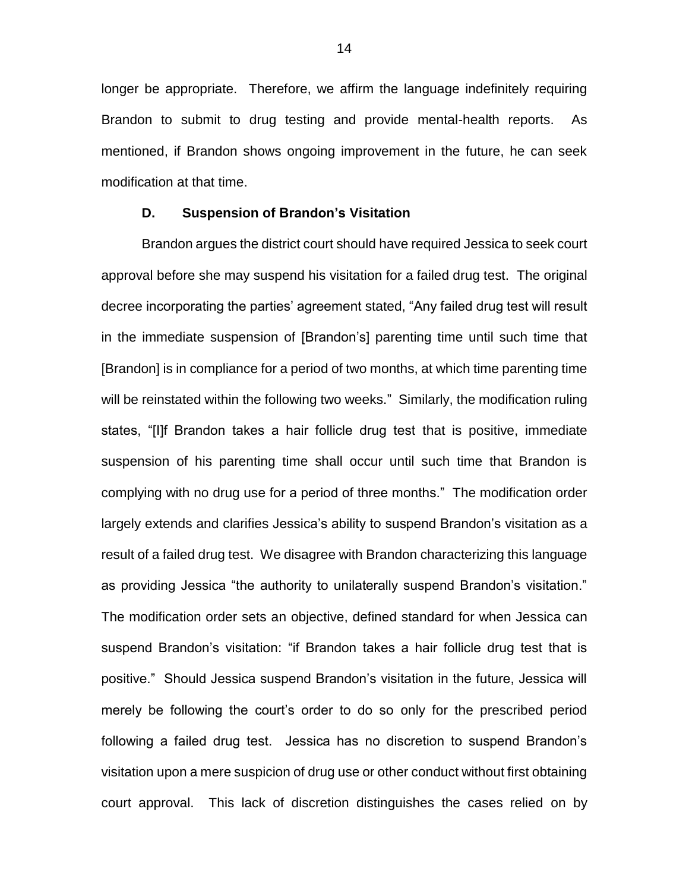longer be appropriate. Therefore, we affirm the language indefinitely requiring Brandon to submit to drug testing and provide mental-health reports. As mentioned, if Brandon shows ongoing improvement in the future, he can seek modification at that time.

### D. Suspension of Brandon's Visitation

Brandon argues the district court should have required Jessica to seek court approval before she may suspend his visitation for a failed drug test. The original decree incorporating the parties' agreement stated, "Any failed drug test will result in the immediate suspension of [Brandon's] parenting time until such time that [Brandon] is in compliance for a period of two months, at which time parenting time will be reinstated within the following two weeks." Similarly, the modification ruling states, "[I]f Brandon takes a hair follicle drug test that is positive, immediate suspension of his parenting time shall occur until such time that Brandon is complying with no drug use for a period of three months." The modification order largely extends and clarifies Jessica's ability to suspend Brandon's visitation as a result of a failed drug test. We disagree with Brandon characterizing this language as providing Jessica "the authority to unilaterally suspend Brandon's visitation." The modification order sets an objective, defined standard for when Jessica can suspend Brandon's visitation: "if Brandon takes a hair follicle drug test that is positive." Should Jessica suspend Brandon's visitation in the future, Jessica will merely be following the court's order to do so only for the prescribed period following a failed drug test. Jessica has no discretion to suspend Brandon's visitation upon a mere suspicion of drug use or other conduct without first obtaining court approval. This lack of discretion distinguishes the cases relied on by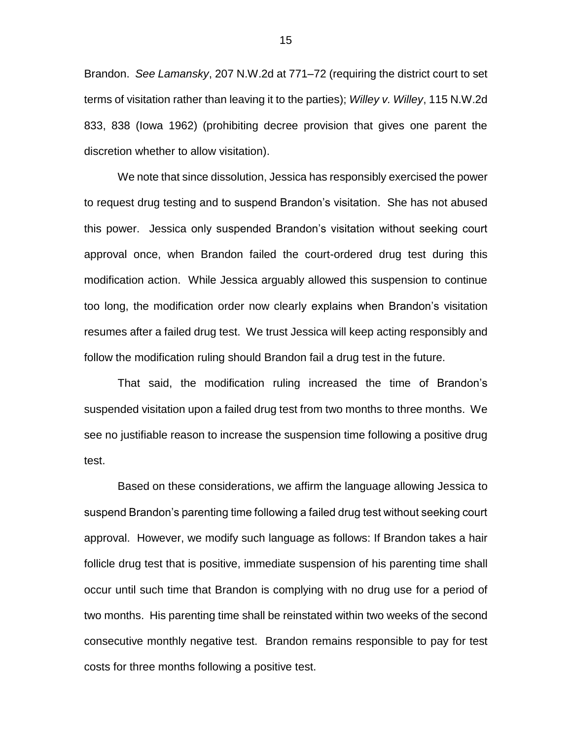Brandon. *See Lamansky*, 207 N.W.2d at 771–72 (requiring the district court to set terms of visitation rather than leaving it to the parties); *Willey v. Willey*, 115 N.W.2d 833, 838 (Iowa 1962) (prohibiting decree provision that gives one parent the discretion whether to allow visitation).

We note that since dissolution, Jessica has responsibly exercised the power to request drug testing and to suspend Brandon's visitation. She has not abused this power. Jessica only suspended Brandon's visitation without seeking court approval once, when Brandon failed the court-ordered drug test during this modification action. While Jessica arguably allowed this suspension to continue too long, the modification order now clearly explains when Brandon's visitation resumes after a failed drug test. We trust Jessica will keep acting responsibly and follow the modification ruling should Brandon fail a drug test in the future.

That said, the modification ruling increased the time of Brandon's suspended visitation upon a failed drug test from two months to three months. We see no justifiable reason to increase the suspension time following a positive drug test.

Based on these considerations, we affirm the language allowing Jessica to suspend Brandon's parenting time following a failed drug test without seeking court approval. However, we modify such language as follows: If Brandon takes a hair follicle drug test that is positive, immediate suspension of his parenting time shall occur until such time that Brandon is complying with no drug use for a period of two months. His parenting time shall be reinstated within two weeks of the second consecutive monthly negative test. Brandon remains responsible to pay for test costs for three months following a positive test.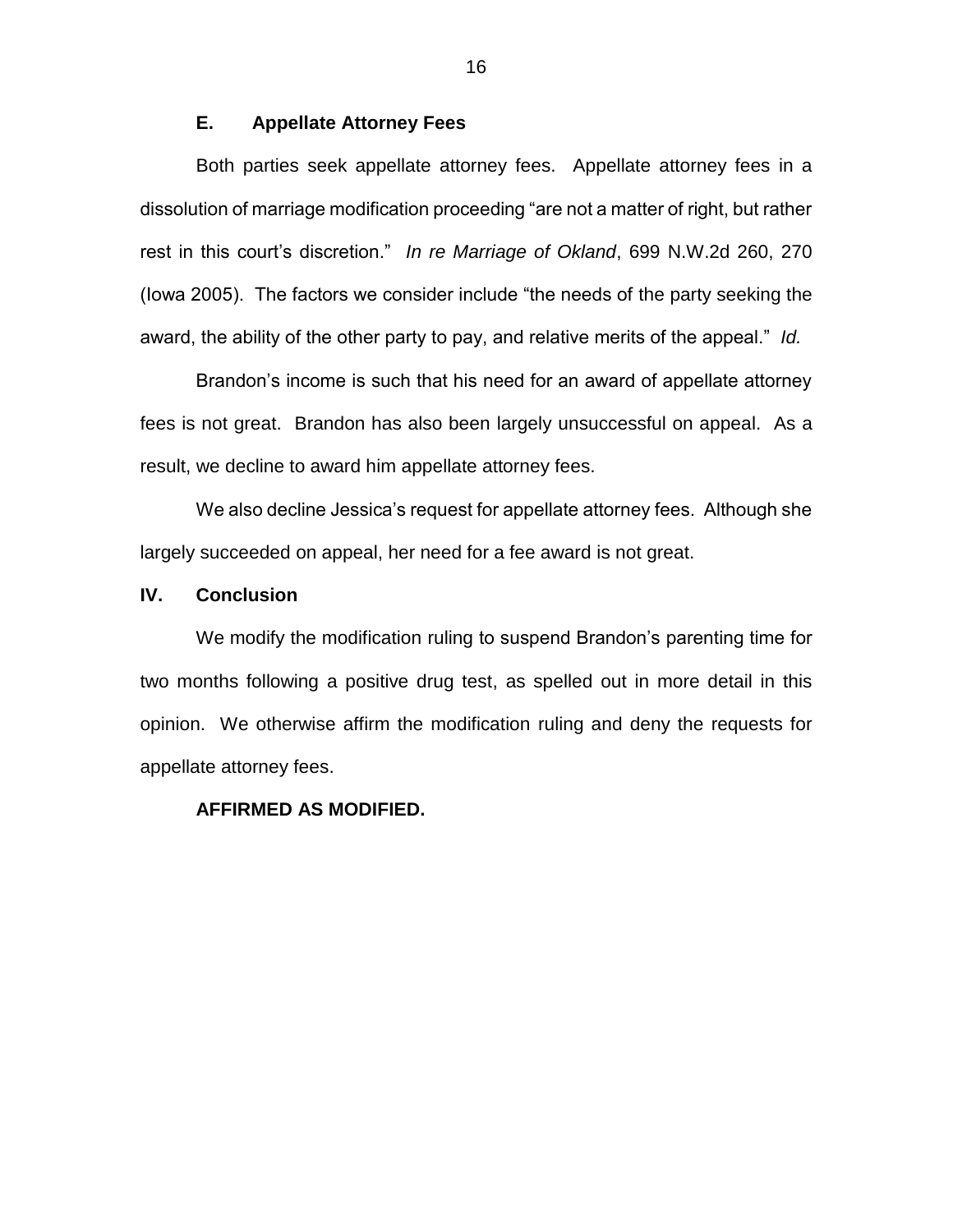### E. Appellate Attorney Fees

Both parties seek appellate attorney fees. Appellate attorney fees in a dissolution of marriage modification proceeding "are not a matter of right, but rather rest in this court's discretion." *In re Marriage of Okland*, 699 N.W.2d 260, 270 (Iowa 2005). The factors we consider include "the needs of the party seeking the award, the ability of the other party to pay, and relative merits of the appeal." *Id.*

Brandon's income is such that his need for an award of appellate attorney fees is not great. Brandon has also been largely unsuccessful on appeal. As a result, we decline to award him appellate attorney fees.

We also decline Jessica's request for appellate attorney fees. Although she largely succeeded on appeal, her need for a fee award is not great.

## IV. Conclusion

We modify the modification ruling to suspend Brandon's parenting time for two months following a positive drug test, as spelled out in more detail in this opinion. We otherwise affirm the modification ruling and deny the requests for appellate attorney fees.

**AFFIRMED AS MODIFIED.**